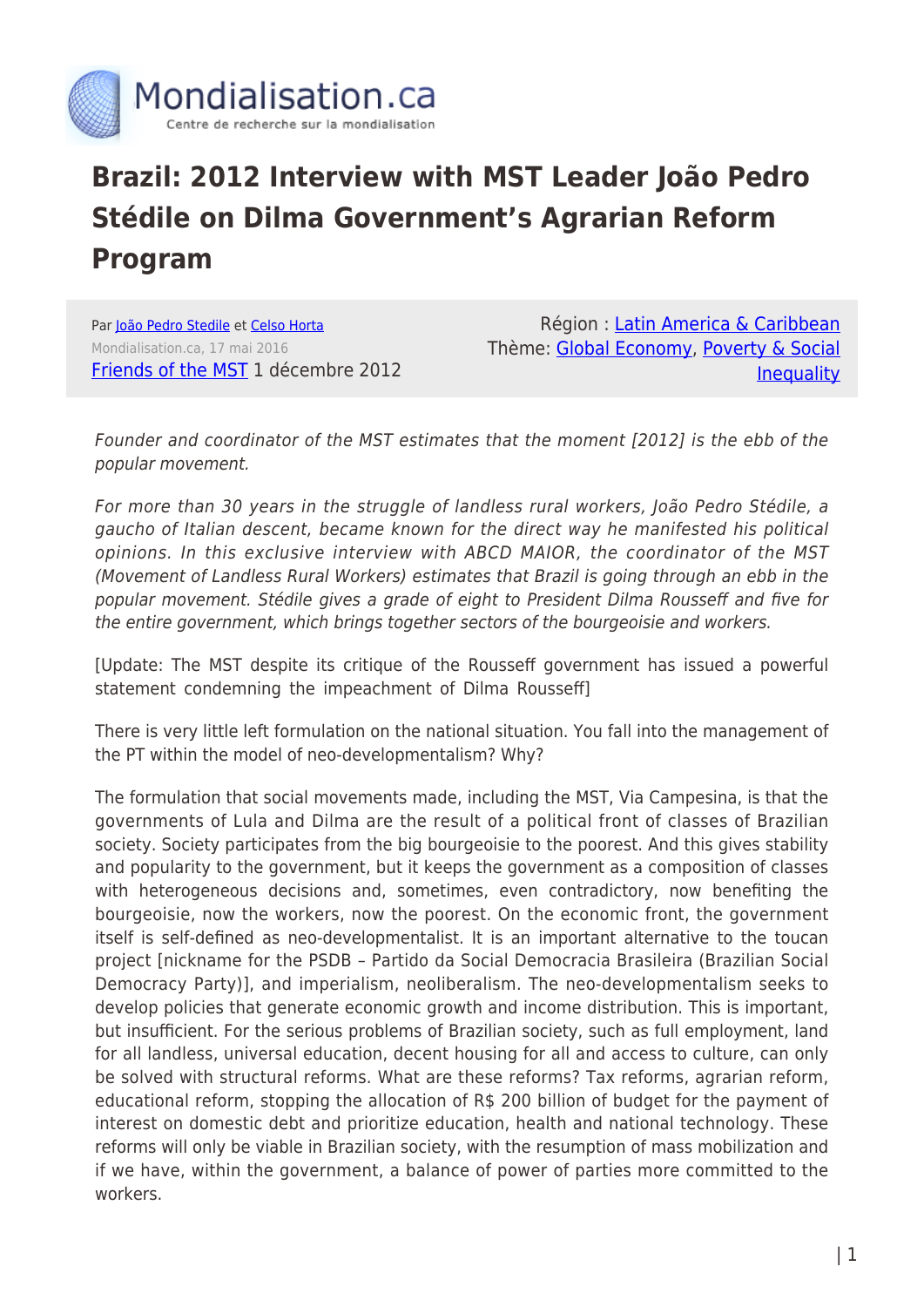Mondialisation.ca
Centre de recherche sur la mondialisation

# Brazil: 2012 Interview with MST Leader João Pedro Stédile on Dilma Government's Agrarian Reform Program

Par João Pedro Stedile et Celso Horta
Mondialisation.ca, 17 mai 2016
Friends of the MST 1 décembre 2012

Région : Latin America & Caribbean
Thème: Global Economy, Poverty & Social Inequality

*Founder and coordinator of the MST estimates that the moment [2012] is the ebb of the popular movement.*

*For more than 30 years in the struggle of landless rural workers, João Pedro Stédile, a gaucho of Italian descent, became known for the direct way he manifested his political opinions. In this exclusive interview with ABCD MAIOR, the coordinator of the MST (Movement of Landless Rural Workers) estimates that Brazil is going through an ebb in the popular movement. Stédile gives a grade of eight to President Dilma Rousseff and five for the entire government, which brings together sectors of the bourgeoisie and workers.*

[Update: The MST despite its critique of the Rousseff government has issued a powerful statement condemning the impeachment of Dilma Rousseff]

There is very little left formulation on the national situation. You fall into the management of the PT within the model of neo-developmentalism? Why?

The formulation that social movements made, including the MST, Via Campesina, is that the governments of Lula and Dilma are the result of a political front of classes of Brazilian society. Society participates from the big bourgeoisie to the poorest. And this gives stability and popularity to the government, but it keeps the government as a composition of classes with heterogeneous decisions and, sometimes, even contradictory, now benefiting the bourgeoisie, now the workers, now the poorest. On the economic front, the government itself is self-defined as neo-developmentalist. It is an important alternative to the toucan project [nickname for the PSDB – Partido da Social Democracia Brasileira (Brazilian Social Democracy Party)], and imperialism, neoliberalism. The neo-developmentalism seeks to develop policies that generate economic growth and income distribution. This is important, but insufficient. For the serious problems of Brazilian society, such as full employment, land for all landless, universal education, decent housing for all and access to culture, can only be solved with structural reforms. What are these reforms? Tax reforms, agrarian reform, educational reform, stopping the allocation of R$ 200 billion of budget for the payment of interest on domestic debt and prioritize education, health and national technology. These reforms will only be viable in Brazilian society, with the resumption of mass mobilization and if we have, within the government, a balance of power of parties more committed to the workers.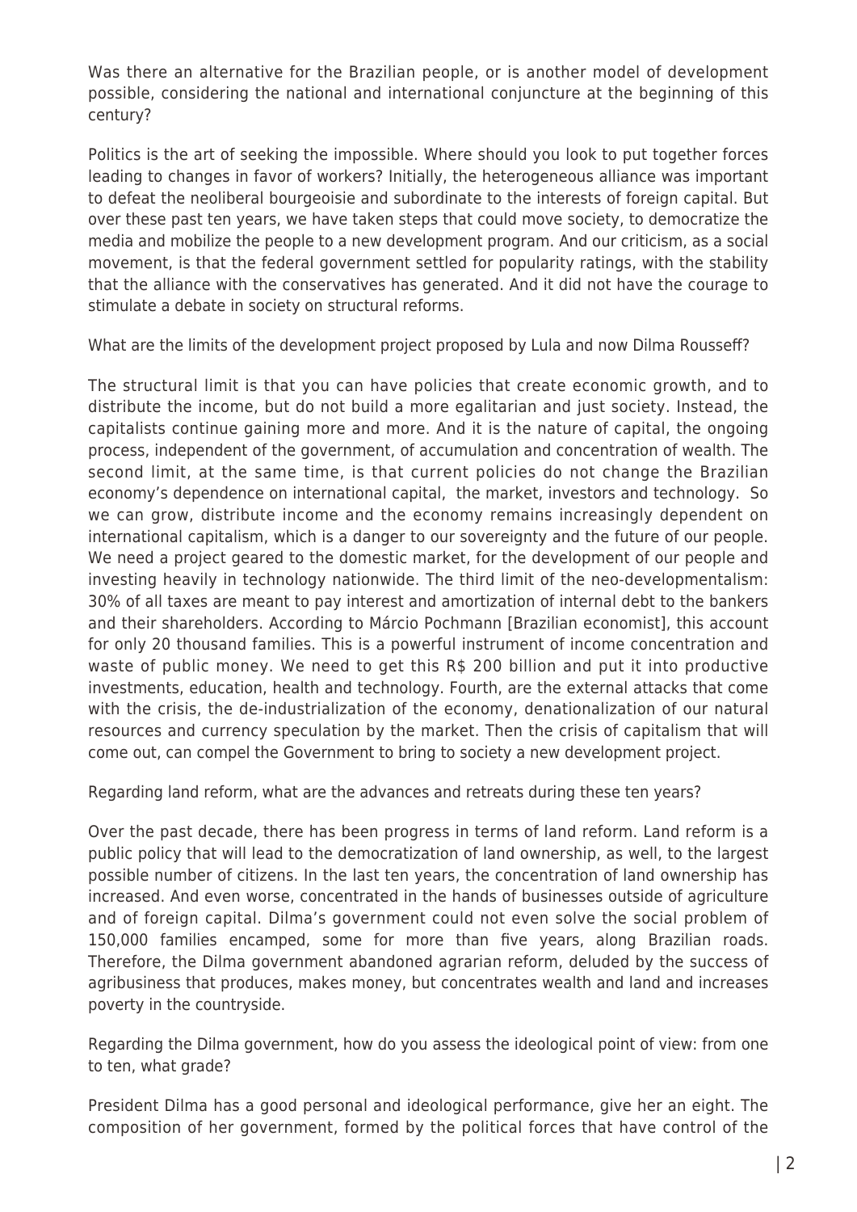Was there an alternative for the Brazilian people, or is another model of development possible, considering the national and international conjuncture at the beginning of this century?

Politics is the art of seeking the impossible. Where should you look to put together forces leading to changes in favor of workers? Initially, the heterogeneous alliance was important to defeat the neoliberal bourgeoisie and subordinate to the interests of foreign capital. But over these past ten years, we have taken steps that could move society, to democratize the media and mobilize the people to a new development program. And our criticism, as a social movement, is that the federal government settled for popularity ratings, with the stability that the alliance with the conservatives has generated. And it did not have the courage to stimulate a debate in society on structural reforms.

What are the limits of the development project proposed by Lula and now Dilma Rousseff?

The structural limit is that you can have policies that create economic growth, and to distribute the income, but do not build a more egalitarian and just society. Instead, the capitalists continue gaining more and more. And it is the nature of capital, the ongoing process, independent of the government, of accumulation and concentration of wealth. The second limit, at the same time, is that current policies do not change the Brazilian economy's dependence on international capital, the market, investors and technology. So we can grow, distribute income and the economy remains increasingly dependent on international capitalism, which is a danger to our sovereignty and the future of our people. We need a project geared to the domestic market, for the development of our people and investing heavily in technology nationwide. The third limit of the neo-developmentalism: 30% of all taxes are meant to pay interest and amortization of internal debt to the bankers and their shareholders. According to Márcio Pochmann [Brazilian economist], this account for only 20 thousand families. This is a powerful instrument of income concentration and waste of public money. We need to get this R$ 200 billion and put it into productive investments, education, health and technology. Fourth, are the external attacks that come with the crisis, the de-industrialization of the economy, denationalization of our natural resources and currency speculation by the market. Then the crisis of capitalism that will come out, can compel the Government to bring to society a new development project.

Regarding land reform, what are the advances and retreats during these ten years?

Over the past decade, there has been progress in terms of land reform. Land reform is a public policy that will lead to the democratization of land ownership, as well, to the largest possible number of citizens. In the last ten years, the concentration of land ownership has increased. And even worse, concentrated in the hands of businesses outside of agriculture and of foreign capital. Dilma's government could not even solve the social problem of 150,000 families encamped, some for more than five years, along Brazilian roads. Therefore, the Dilma government abandoned agrarian reform, deluded by the success of agribusiness that produces, makes money, but concentrates wealth and land and increases poverty in the countryside.

Regarding the Dilma government, how do you assess the ideological point of view: from one to ten, what grade?

President Dilma has a good personal and ideological performance, give her an eight. The composition of her government, formed by the political forces that have control of the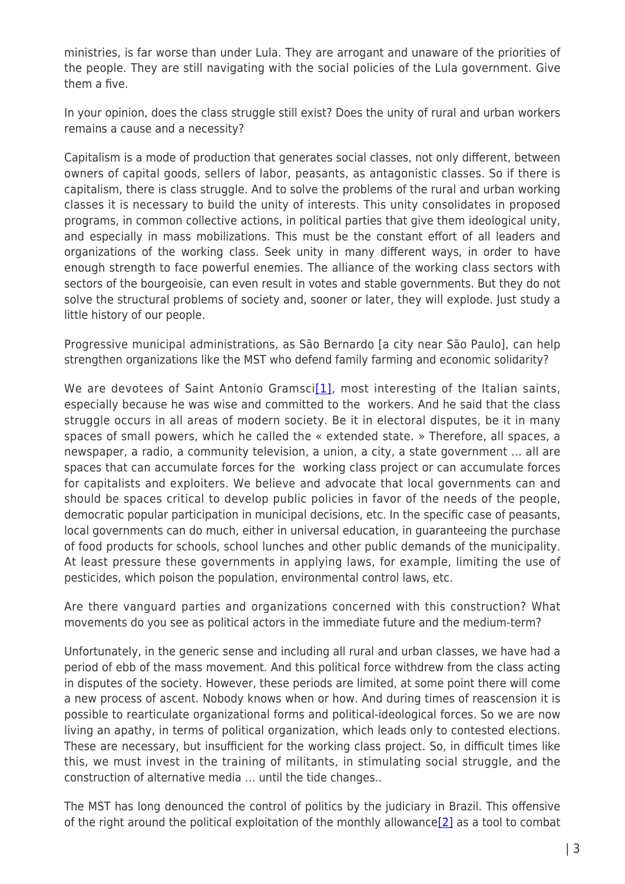ministries, is far worse than under Lula. They are arrogant and unaware of the priorities of the people. They are still navigating with the social policies of the Lula government. Give them a five.

In your opinion, does the class struggle still exist? Does the unity of rural and urban workers remains a cause and a necessity?

Capitalism is a mode of production that generates social classes, not only different, between owners of capital goods, sellers of labor, peasants, as antagonistic classes. So if there is capitalism, there is class struggle. And to solve the problems of the rural and urban working classes it is necessary to build the unity of interests. This unity consolidates in proposed programs, in common collective actions, in political parties that give them ideological unity, and especially in mass mobilizations. This must be the constant effort of all leaders and organizations of the working class. Seek unity in many different ways, in order to have enough strength to face powerful enemies. The alliance of the working class sectors with sectors of the bourgeoisie, can even result in votes and stable governments. But they do not solve the structural problems of society and, sooner or later, they will explode. Just study a little history of our people.

Progressive municipal administrations, as São Bernardo [a city near São Paulo], can help strengthen organizations like the MST who defend family farming and economic solidarity?

We are devotees of Saint Antonio Gramsci[1], most interesting of the Italian saints, especially because he was wise and committed to the workers. And he said that the class struggle occurs in all areas of modern society. Be it in electoral disputes, be it in many spaces of small powers, which he called the « extended state. » Therefore, all spaces, a newspaper, a radio, a community television, a union, a city, a state government … all are spaces that can accumulate forces for the working class project or can accumulate forces for capitalists and exploiters. We believe and advocate that local governments can and should be spaces critical to develop public policies in favor of the needs of the people, democratic popular participation in municipal decisions, etc. In the specific case of peasants, local governments can do much, either in universal education, in guaranteeing the purchase of food products for schools, school lunches and other public demands of the municipality. At least pressure these governments in applying laws, for example, limiting the use of pesticides, which poison the population, environmental control laws, etc.

Are there vanguard parties and organizations concerned with this construction? What movements do you see as political actors in the immediate future and the medium-term?

Unfortunately, in the generic sense and including all rural and urban classes, we have had a period of ebb of the mass movement. And this political force withdrew from the class acting in disputes of the society. However, these periods are limited, at some point there will come a new process of ascent. Nobody knows when or how. And during times of reascension it is possible to rearticulate organizational forms and political-ideological forces. So we are now living an apathy, in terms of political organization, which leads only to contested elections. These are necessary, but insufficient for the working class project. So, in difficult times like this, we must invest in the training of militants, in stimulating social struggle, and the construction of alternative media … until the tide changes..

The MST has long denounced the control of politics by the judiciary in Brazil. This offensive of the right around the political exploitation of the monthly allowance[2] as a tool to combat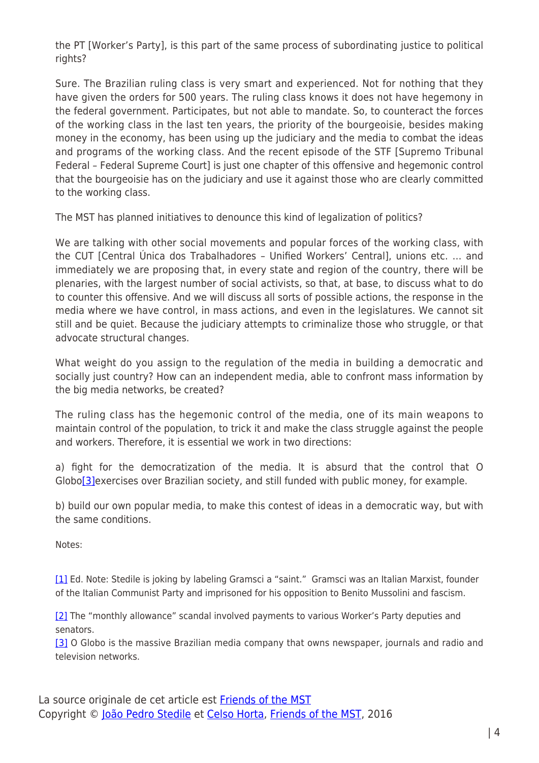the PT [Worker's Party], is this part of the same process of subordinating justice to political rights?

Sure. The Brazilian ruling class is very smart and experienced. Not for nothing that they have given the orders for 500 years. The ruling class knows it does not have hegemony in the federal government. Participates, but not able to mandate. So, to counteract the forces of the working class in the last ten years, the priority of the bourgeoisie, besides making money in the economy, has been using up the judiciary and the media to combat the ideas and programs of the working class. And the recent episode of the STF [Supremo Tribunal Federal – Federal Supreme Court] is just one chapter of this offensive and hegemonic control that the bourgeoisie has on the judiciary and use it against those who are clearly committed to the working class.

The MST has planned initiatives to denounce this kind of legalization of politics?

We are talking with other social movements and popular forces of the working class, with the CUT [Central Única dos Trabalhadores – Unified Workers' Central], unions etc. … and immediately we are proposing that, in every state and region of the country, there will be plenaries, with the largest number of social activists, so that, at base, to discuss what to do to counter this offensive. And we will discuss all sorts of possible actions, the response in the media where we have control, in mass actions, and even in the legislatures. We cannot sit still and be quiet. Because the judiciary attempts to criminalize those who struggle, or that advocate structural changes.

What weight do you assign to the regulation of the media in building a democratic and socially just country? How can an independent media, able to confront mass information by the big media networks, be created?

The ruling class has the hegemonic control of the media, one of its main weapons to maintain control of the population, to trick it and make the class struggle against the people and workers. Therefore, it is essential we work in two directions:

a) fight for the democratization of the media. It is absurd that the control that O Globo[3]exercises over Brazilian society, and still funded with public money, for example.

b) build our own popular media, to make this contest of ideas in a democratic way, but with the same conditions.

Notes:

[1] Ed. Note: Stedile is joking by labeling Gramsci a "saint." Gramsci was an Italian Marxist, founder of the Italian Communist Party and imprisoned for his opposition to Benito Mussolini and fascism.

[2] The "monthly allowance" scandal involved payments to various Worker's Party deputies and senators.

[3] O Globo is the massive Brazilian media company that owns newspaper, journals and radio and television networks.

La source originale de cet article est Friends of the MST
Copyright © João Pedro Stedile et Celso Horta, Friends of the MST, 2016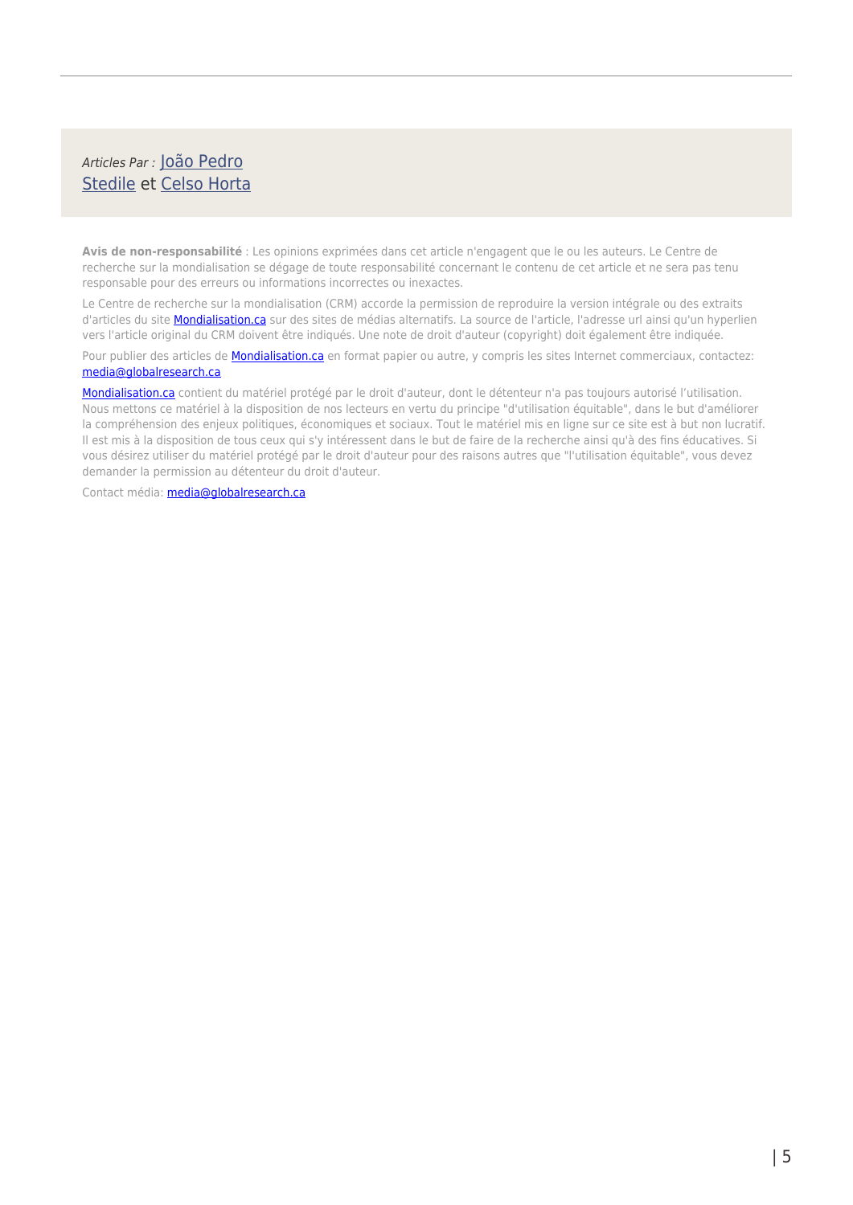*Articles Par :* João Pedro Stedile et Celso Horta

**Avis de non-responsabilité** : Les opinions exprimées dans cet article n'engagent que le ou les auteurs. Le Centre de recherche sur la mondialisation se dégage de toute responsabilité concernant le contenu de cet article et ne sera pas tenu responsable pour des erreurs ou informations incorrectes ou inexactes.

Le Centre de recherche sur la mondialisation (CRM) accorde la permission de reproduire la version intégrale ou des extraits d'articles du site Mondialisation.ca sur des sites de médias alternatifs. La source de l'article, l'adresse url ainsi qu'un hyperlien vers l'article original du CRM doivent être indiqués. Une note de droit d'auteur (copyright) doit également être indiquée.

Pour publier des articles de Mondialisation.ca en format papier ou autre, y compris les sites Internet commerciaux, contactez: media@globalresearch.ca

Mondialisation.ca contient du matériel protégé par le droit d'auteur, dont le détenteur n'a pas toujours autorisé l'utilisation. Nous mettons ce matériel à la disposition de nos lecteurs en vertu du principe "d'utilisation équitable", dans le but d'améliorer la compréhension des enjeux politiques, économiques et sociaux. Tout le matériel mis en ligne sur ce site est à but non lucratif. Il est mis à la disposition de tous ceux qui s'y intéressent dans le but de faire de la recherche ainsi qu'à des fins éducatives. Si vous désirez utiliser du matériel protégé par le droit d'auteur pour des raisons autres que "l'utilisation équitable", vous devez demander la permission au détenteur du droit d'auteur.

Contact média: media@globalresearch.ca